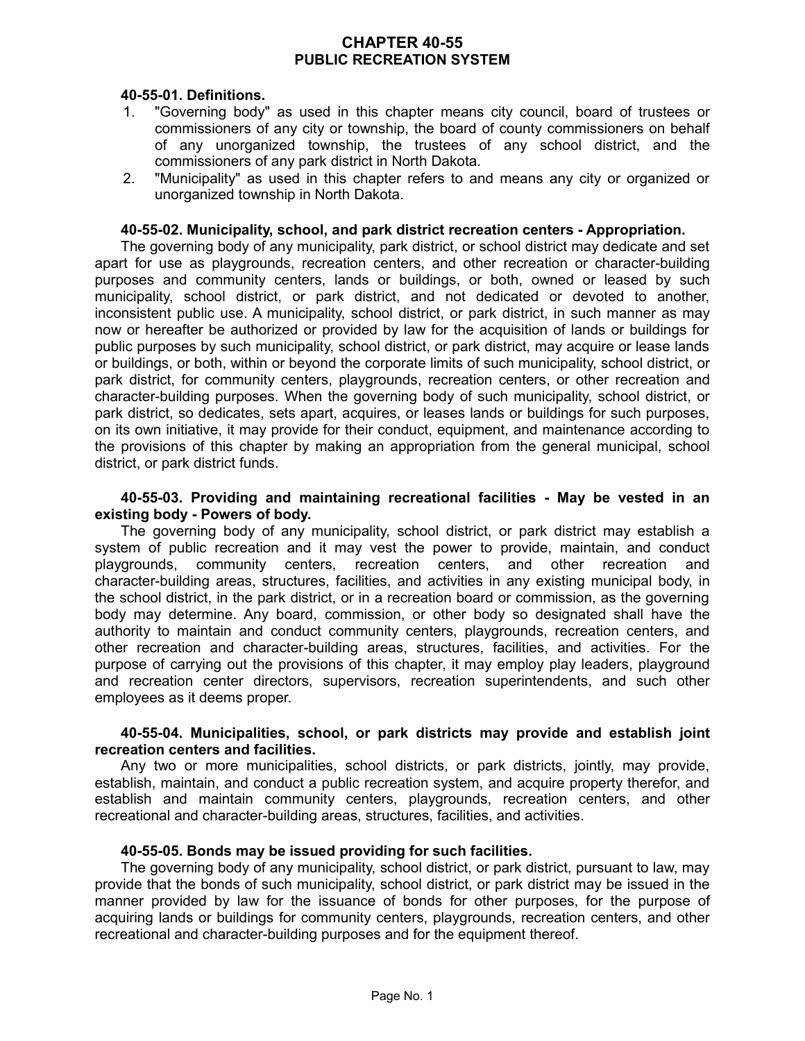# CHAPTER 40-55
## PUBLIC RECREATION SYSTEM

**40-55-01. Definitions.**

1. "Governing body" as used in this chapter means city council, board of trustees or commissioners of any city or township, the board of county commissioners on behalf of any unorganized township, the trustees of any school district, and the commissioners of any park district in North Dakota.
2. "Municipality" as used in this chapter refers to and means any city or organized or unorganized township in North Dakota.

**40-55-02. Municipality, school, and park district recreation centers - Appropriation.**

The governing body of any municipality, park district, or school district may dedicate and set apart for use as playgrounds, recreation centers, and other recreation or character-building purposes and community centers, lands or buildings, or both, owned or leased by such municipality, school district, or park district, and not dedicated or devoted to another, inconsistent public use. A municipality, school district, or park district, in such manner as may now or hereafter be authorized or provided by law for the acquisition of lands or buildings for public purposes by such municipality, school district, or park district, may acquire or lease lands or buildings, or both, within or beyond the corporate limits of such municipality, school district, or park district, for community centers, playgrounds, recreation centers, or other recreation and character-building purposes. When the governing body of such municipality, school district, or park district, so dedicates, sets apart, acquires, or leases lands or buildings for such purposes, on its own initiative, it may provide for their conduct, equipment, and maintenance according to the provisions of this chapter by making an appropriation from the general municipal, school district, or park district funds.

**40-55-03. Providing and maintaining recreational facilities - May be vested in an existing body - Powers of body.**

The governing body of any municipality, school district, or park district may establish a system of public recreation and it may vest the power to provide, maintain, and conduct playgrounds, community centers, recreation centers, and other recreation and character-building areas, structures, facilities, and activities in any existing municipal body, in the school district, in the park district, or in a recreation board or commission, as the governing body may determine. Any board, commission, or other body so designated shall have the authority to maintain and conduct community centers, playgrounds, recreation centers, and other recreation and character-building areas, structures, facilities, and activities. For the purpose of carrying out the provisions of this chapter, it may employ play leaders, playground and recreation center directors, supervisors, recreation superintendents, and such other employees as it deems proper.

**40-55-04. Municipalities, school, or park districts may provide and establish joint recreation centers and facilities.**

Any two or more municipalities, school districts, or park districts, jointly, may provide, establish, maintain, and conduct a public recreation system, and acquire property therefor, and establish and maintain community centers, playgrounds, recreation centers, and other recreational and character-building areas, structures, facilities, and activities.

**40-55-05. Bonds may be issued providing for such facilities.**

The governing body of any municipality, school district, or park district, pursuant to law, may provide that the bonds of such municipality, school district, or park district may be issued in the manner provided by law for the issuance of bonds for other purposes, for the purpose of acquiring lands or buildings for community centers, playgrounds, recreation centers, and other recreational and character-building purposes and for the equipment thereof.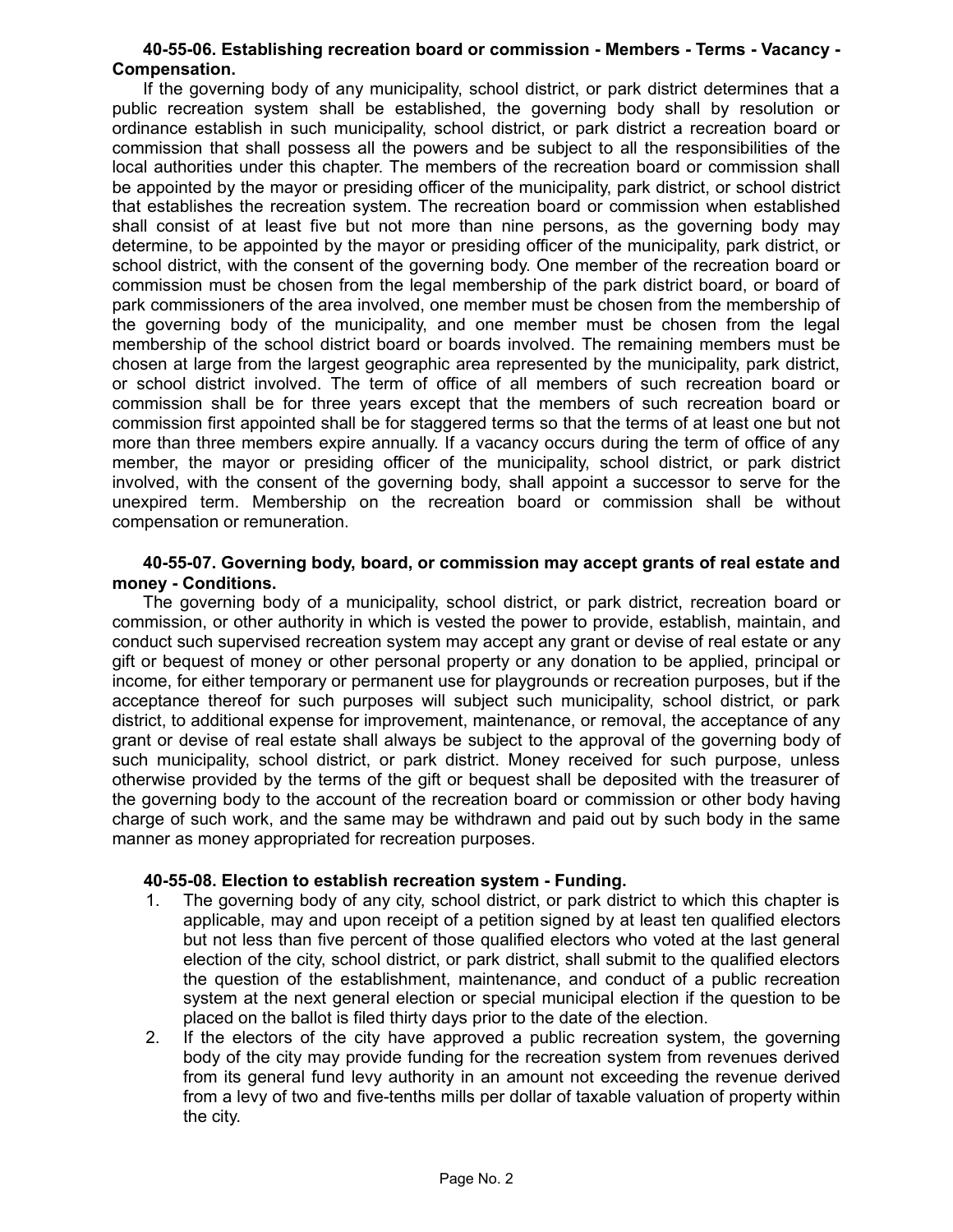**40-55-06. Establishing recreation board or commission - Members - Terms - Vacancy - Compensation.**

If the governing body of any municipality, school district, or park district determines that a public recreation system shall be established, the governing body shall by resolution or ordinance establish in such municipality, school district, or park district a recreation board or commission that shall possess all the powers and be subject to all the responsibilities of the local authorities under this chapter. The members of the recreation board or commission shall be appointed by the mayor or presiding officer of the municipality, park district, or school district that establishes the recreation system. The recreation board or commission when established shall consist of at least five but not more than nine persons, as the governing body may determine, to be appointed by the mayor or presiding officer of the municipality, park district, or school district, with the consent of the governing body. One member of the recreation board or commission must be chosen from the legal membership of the park district board, or board of park commissioners of the area involved, one member must be chosen from the membership of the governing body of the municipality, and one member must be chosen from the legal membership of the school district board or boards involved. The remaining members must be chosen at large from the largest geographic area represented by the municipality, park district, or school district involved. The term of office of all members of such recreation board or commission shall be for three years except that the members of such recreation board or commission first appointed shall be for staggered terms so that the terms of at least one but not more than three members expire annually. If a vacancy occurs during the term of office of any member, the mayor or presiding officer of the municipality, school district, or park district involved, with the consent of the governing body, shall appoint a successor to serve for the unexpired term. Membership on the recreation board or commission shall be without compensation or remuneration.

**40-55-07. Governing body, board, or commission may accept grants of real estate and money - Conditions.**

The governing body of a municipality, school district, or park district, recreation board or commission, or other authority in which is vested the power to provide, establish, maintain, and conduct such supervised recreation system may accept any grant or devise of real estate or any gift or bequest of money or other personal property or any donation to be applied, principal or income, for either temporary or permanent use for playgrounds or recreation purposes, but if the acceptance thereof for such purposes will subject such municipality, school district, or park district, to additional expense for improvement, maintenance, or removal, the acceptance of any grant or devise of real estate shall always be subject to the approval of the governing body of such municipality, school district, or park district. Money received for such purpose, unless otherwise provided by the terms of the gift or bequest shall be deposited with the treasurer of the governing body to the account of the recreation board or commission or other body having charge of such work, and the same may be withdrawn and paid out by such body in the same manner as money appropriated for recreation purposes.

**40-55-08. Election to establish recreation system - Funding.**

1. The governing body of any city, school district, or park district to which this chapter is applicable, may and upon receipt of a petition signed by at least ten qualified electors but not less than five percent of those qualified electors who voted at the last general election of the city, school district, or park district, shall submit to the qualified electors the question of the establishment, maintenance, and conduct of a public recreation system at the next general election or special municipal election if the question to be placed on the ballot is filed thirty days prior to the date of the election.
2. If the electors of the city have approved a public recreation system, the governing body of the city may provide funding for the recreation system from revenues derived from its general fund levy authority in an amount not exceeding the revenue derived from a levy of two and five-tenths mills per dollar of taxable valuation of property within the city.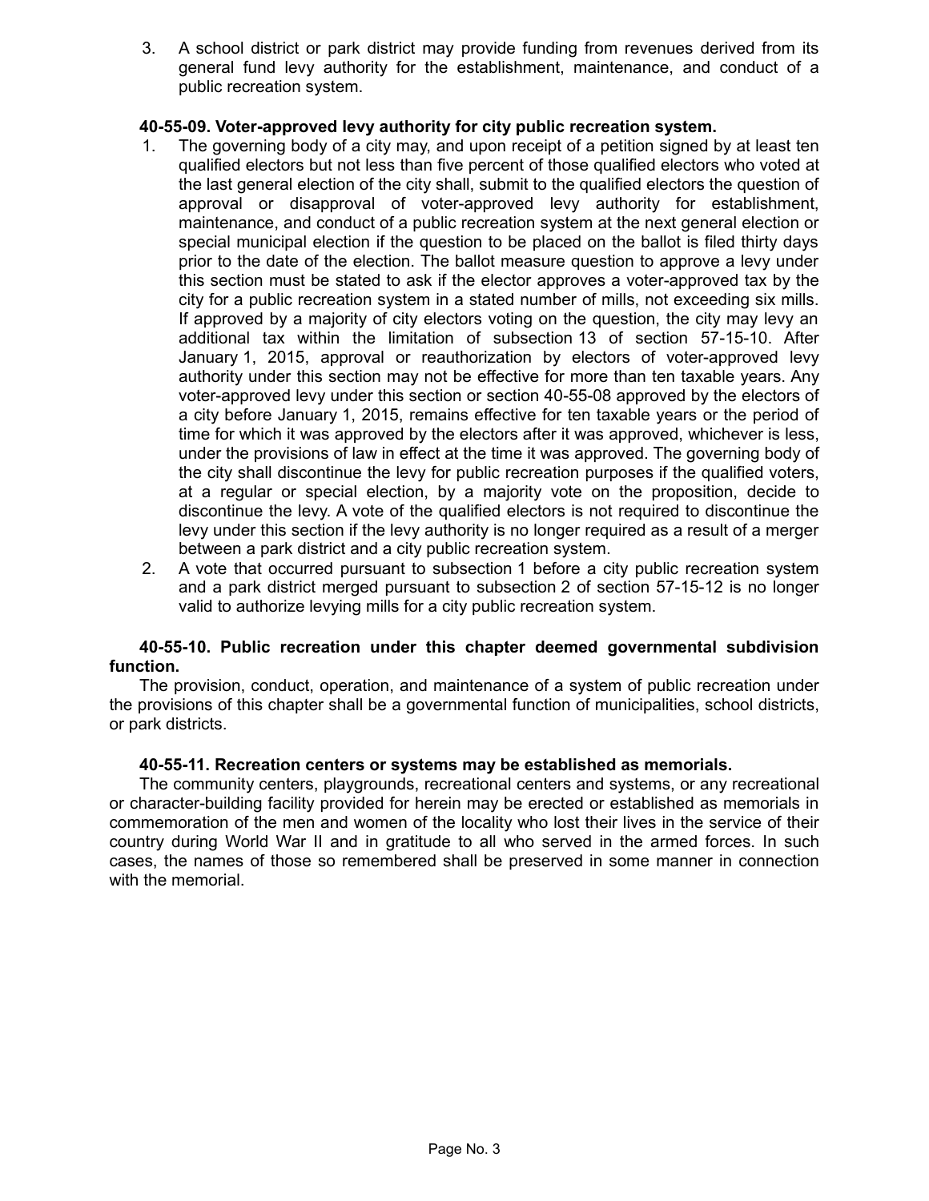3. A school district or park district may provide funding from revenues derived from its general fund levy authority for the establishment, maintenance, and conduct of a public recreation system.

**40-55-09. Voter-approved levy authority for city public recreation system.**

1. The governing body of a city may, and upon receipt of a petition signed by at least ten qualified electors but not less than five percent of those qualified electors who voted at the last general election of the city shall, submit to the qualified electors the question of approval or disapproval of voter-approved levy authority for establishment, maintenance, and conduct of a public recreation system at the next general election or special municipal election if the question to be placed on the ballot is filed thirty days prior to the date of the election. The ballot measure question to approve a levy under this section must be stated to ask if the elector approves a voter-approved tax by the city for a public recreation system in a stated number of mills, not exceeding six mills. If approved by a majority of city electors voting on the question, the city may levy an additional tax within the limitation of subsection 13 of section 57-15-10. After January 1, 2015, approval or reauthorization by electors of voter-approved levy authority under this section may not be effective for more than ten taxable years. Any voter-approved levy under this section or section 40-55-08 approved by the electors of a city before January 1, 2015, remains effective for ten taxable years or the period of time for which it was approved by the electors after it was approved, whichever is less, under the provisions of law in effect at the time it was approved. The governing body of the city shall discontinue the levy for public recreation purposes if the qualified voters, at a regular or special election, by a majority vote on the proposition, decide to discontinue the levy. A vote of the qualified electors is not required to discontinue the levy under this section if the levy authority is no longer required as a result of a merger between a park district and a city public recreation system.
2. A vote that occurred pursuant to subsection 1 before a city public recreation system and a park district merged pursuant to subsection 2 of section 57-15-12 is no longer valid to authorize levying mills for a city public recreation system.

**40-55-10. Public recreation under this chapter deemed governmental subdivision function.**

The provision, conduct, operation, and maintenance of a system of public recreation under the provisions of this chapter shall be a governmental function of municipalities, school districts, or park districts.

**40-55-11. Recreation centers or systems may be established as memorials.**

The community centers, playgrounds, recreational centers and systems, or any recreational or character-building facility provided for herein may be erected or established as memorials in commemoration of the men and women of the locality who lost their lives in the service of their country during World War II and in gratitude to all who served in the armed forces. In such cases, the names of those so remembered shall be preserved in some manner in connection with the memorial.